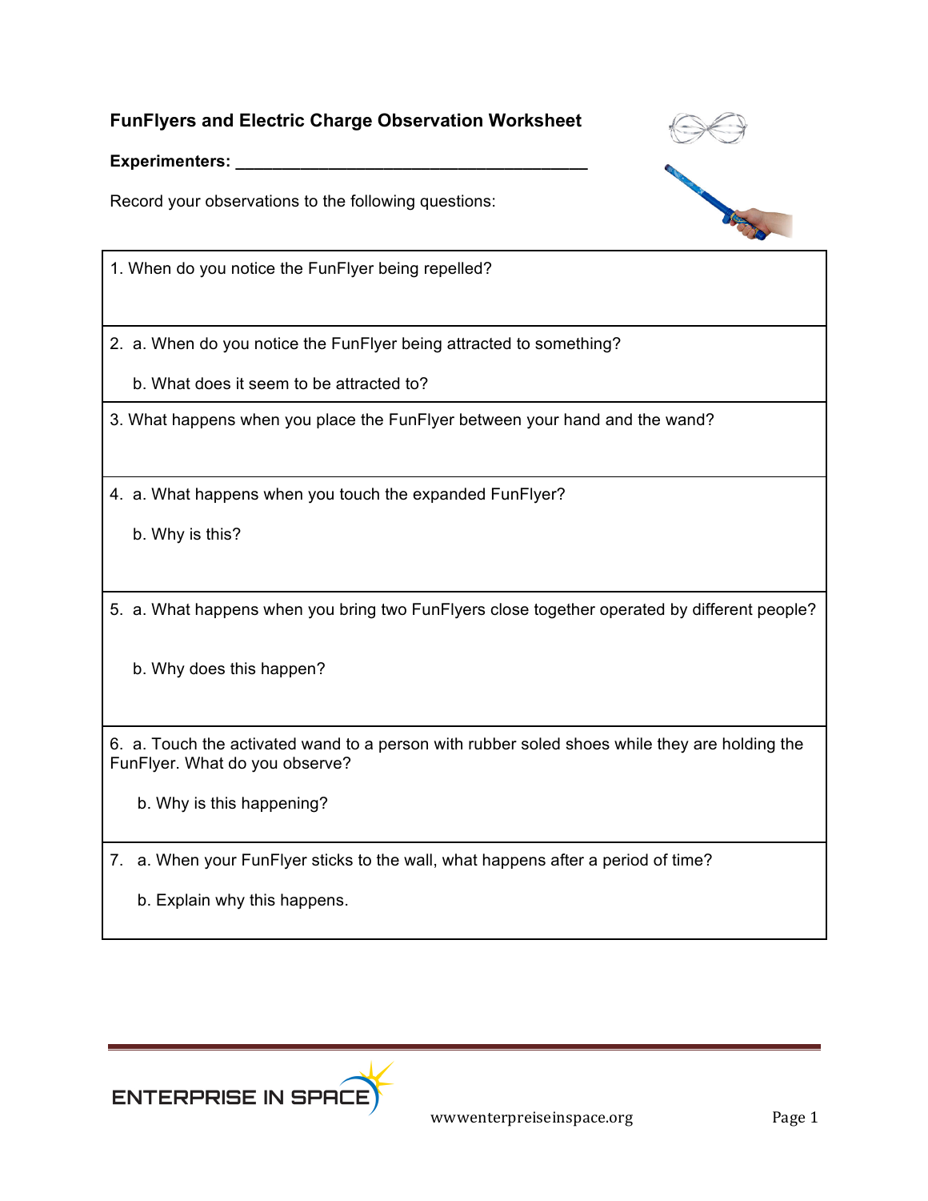**FunFlyers and Electric Charge Observation Worksheet**

**Experimenters: ______________________________________**

Record your observations to the following questions:

| 1. When do you notice the FunFlyer being repelled? |
|---|
| 2. a. When do you notice the FunFlyer being attracted to something?<br><br>b. What does it seem to be attracted to? |
| 3. What happens when you place the FunFlyer between your hand and the wand? |
| 4. a. What happens when you touch the expanded FunFlyer?<br><br>b. Why is this? |
| 5. a. What happens when you bring two FunFlyers close together operated by different people?<br><br>b. Why does this happen? |
| 6. a. Touch the activated wand to a person with rubber soled shoes while they are holding the FunFlyer. What do you observe?<br><br>b. Why is this happening? |
| 7. a. When your FunFlyer sticks to the wall, what happens after a period of time?<br><br>b. Explain why this happens. |

ENTERPRISE IN SPACE

wwwenterpreiseinspace.org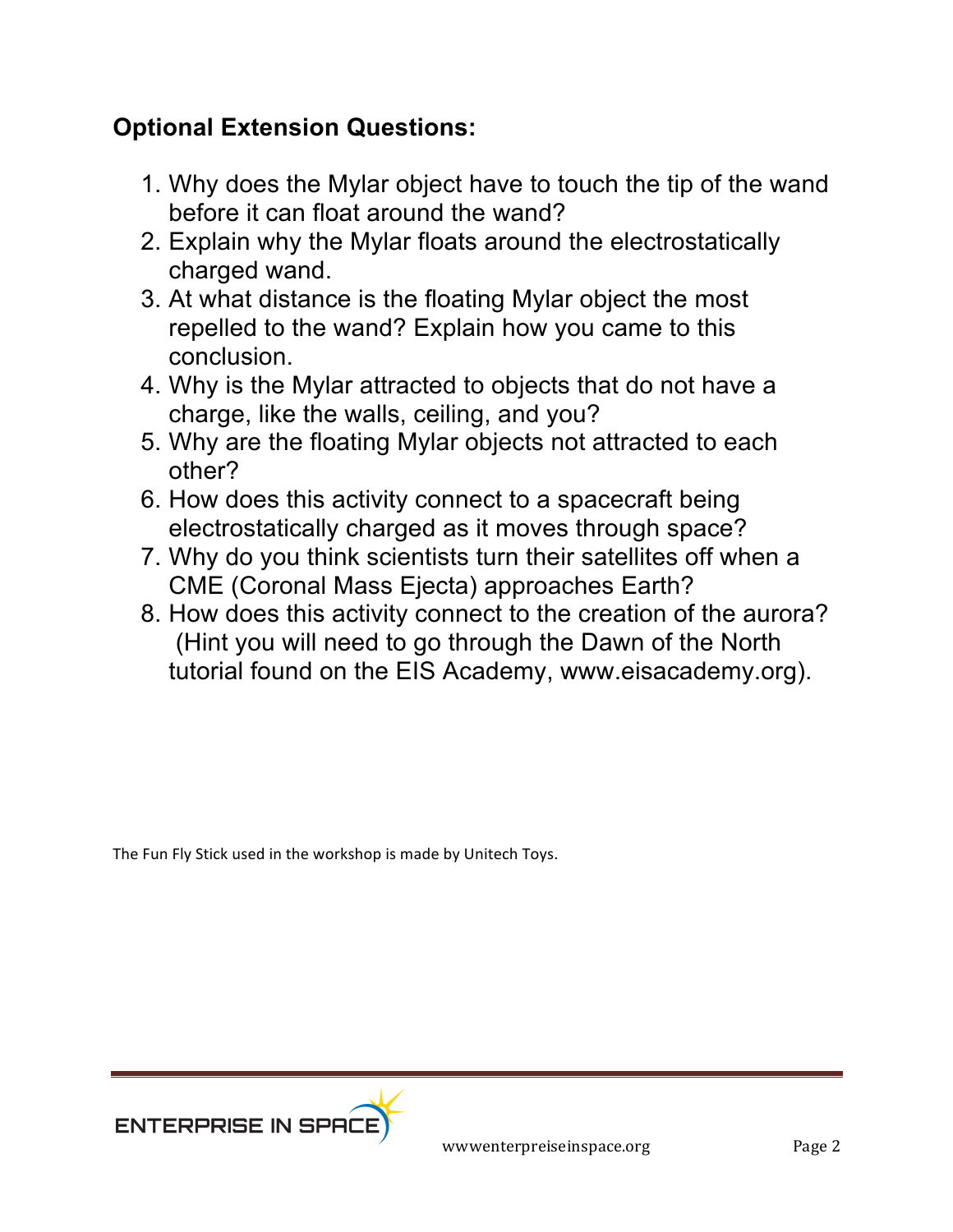## Optional Extension Questions:

1. Why does the Mylar object have to touch the tip of the wand before it can float around the wand?
2. Explain why the Mylar floats around the electrostatically charged wand.
3. At what distance is the floating Mylar object the most repelled to the wand? Explain how you came to this conclusion.
4. Why is the Mylar attracted to objects that do not have a charge, like the walls, ceiling, and you?
5. Why are the floating Mylar objects not attracted to each other?
6. How does this activity connect to a spacecraft being electrostatically charged as it moves through space?
7. Why do you think scientists turn their satellites off when a CME (Coronal Mass Ejecta) approaches Earth?
8. How does this activity connect to the creation of the aurora? (Hint you will need to go through the Dawn of the North tutorial found on the EIS Academy, www.eisacademy.org).

The Fun Fly Stick used in the workshop is made by Unitech Toys.